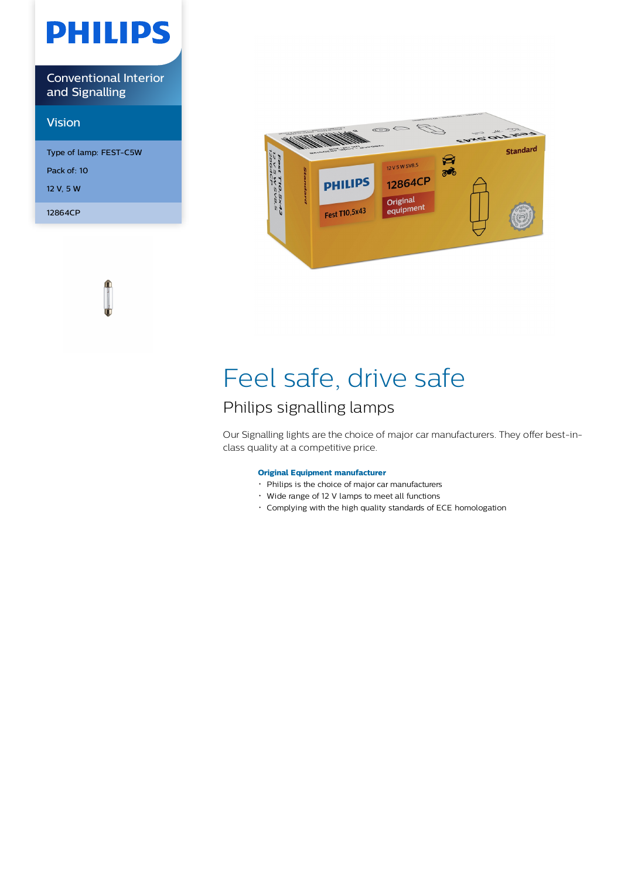PHILIPS

Conventional Interior and Signalling

Vision

Type of lamp: FEST-C5W

Pack of: 10

12 V, 5 W

12864CP

# Feel safe, drive safe

## Philips signalling lamps

Our Signalling lights are the choice of major car manufacturers. They offer best-in-class quality at a competitive price.

**Original Equipment manufacturer**

- Philips is the choice of major car manufacturers
- Wide range of 12 V lamps to meet all functions
- Complying with the high quality standards of ECE homologation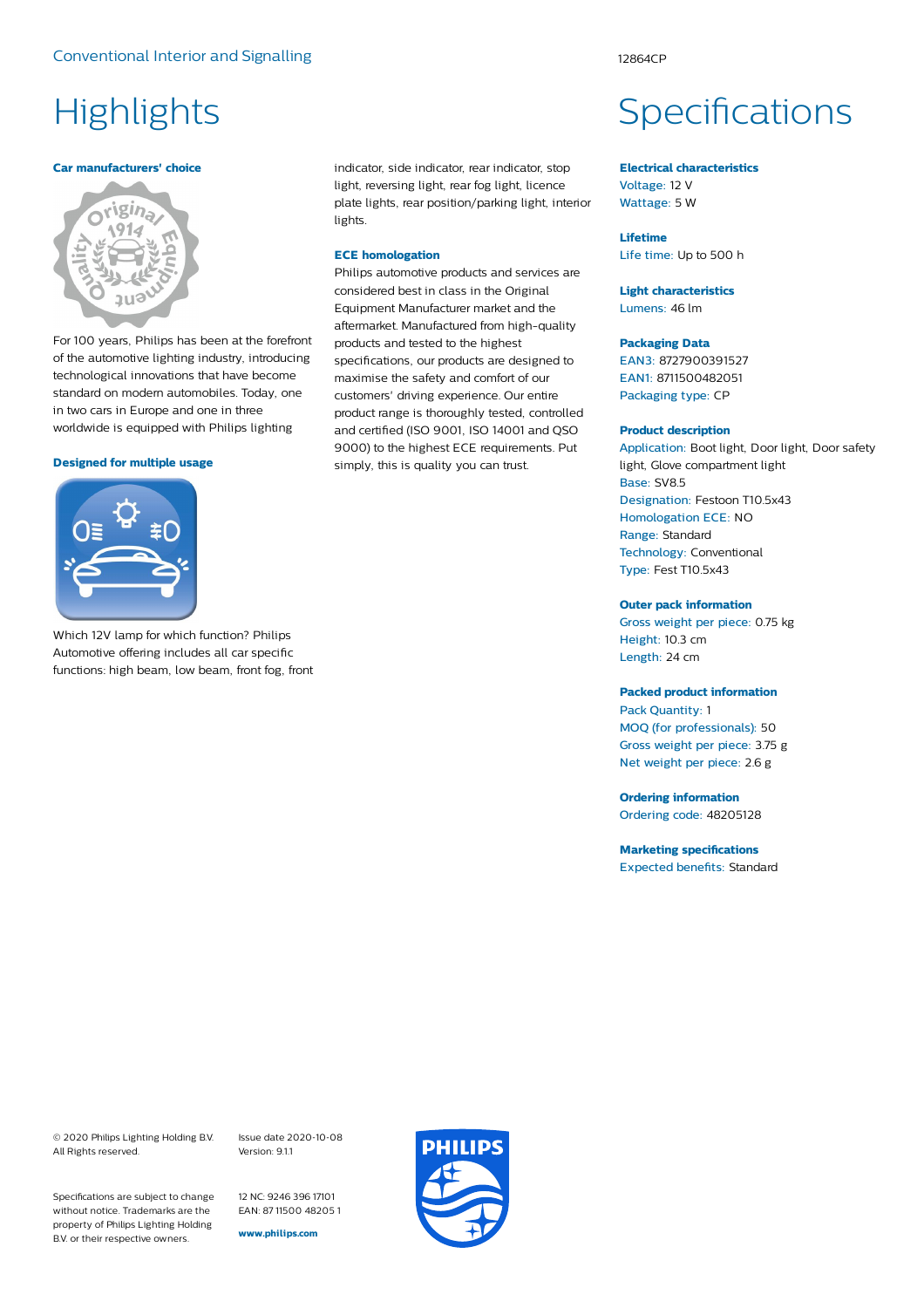Conventional Interior and Signalling

# Highlights

### Car manufacturers' choice

For 100 years, Philips has been at the forefront of the automotive lighting industry, introducing technological innovations that have become standard on modern automobiles. Today, one in two cars in Europe and one in three worldwide is equipped with Philips lighting

### Designed for multiple usage

Which 12V lamp for which function? Philips Automotive offering includes all car specific functions: high beam, low beam, front fog, front indicator, side indicator, rear indicator, stop light, reversing light, rear fog light, licence plate lights, rear position/parking light, interior lights.

### ECE homologation

Philips automotive products and services are considered best in class in the Original Equipment Manufacturer market and the aftermarket. Manufactured from high-quality products and tested to the highest specifications, our products are designed to maximise the safety and comfort of our customers' driving experience. Our entire product range is thoroughly tested, controlled and certified (ISO 9001, ISO 14001 and QSO 9000) to the highest ECE requirements. Put simply, this is quality you can trust.

12864CP

# Specifications

### Electrical characteristics

- Voltage: 12 V
- Wattage: 5 W

### Lifetime

- Life time: Up to 500 h

### Light characteristics

- Lumens: 46 lm

### Packaging Data

- EAN3: 8727900391527
- EAN1: 8711500482051
- Packaging type: CP

### Product description

- Application: Boot light, Door light, Door safety light, Glove compartment light
- Base: SV8.5
- Designation: Festoon T10.5x43
- Homologation ECE: NO
- Range: Standard
- Technology: Conventional
- Type: Fest T10.5x43

### Outer pack information

- Gross weight per piece: 0.75 kg
- Height: 10.3 cm
- Length: 24 cm

### Packed product information

- Pack Quantity: 1
- MOQ (for professionals): 50
- Gross weight per piece: 3.75 g
- Net weight per piece: 2.6 g

### Ordering information

- Ordering code: 48205128

### Marketing specifications

- Expected benefits: Standard

© 2020 Philips Lighting Holding B.V.
All Rights reserved.

Specifications are subject to change without notice. Trademarks are the property of Philips Lighting Holding B.V. or their respective owners.

Issue date 2020-10-08
Version: 9.1.1

12 NC: 9246 396 17101
EAN: 87 11500 48205 1

www.philips.com